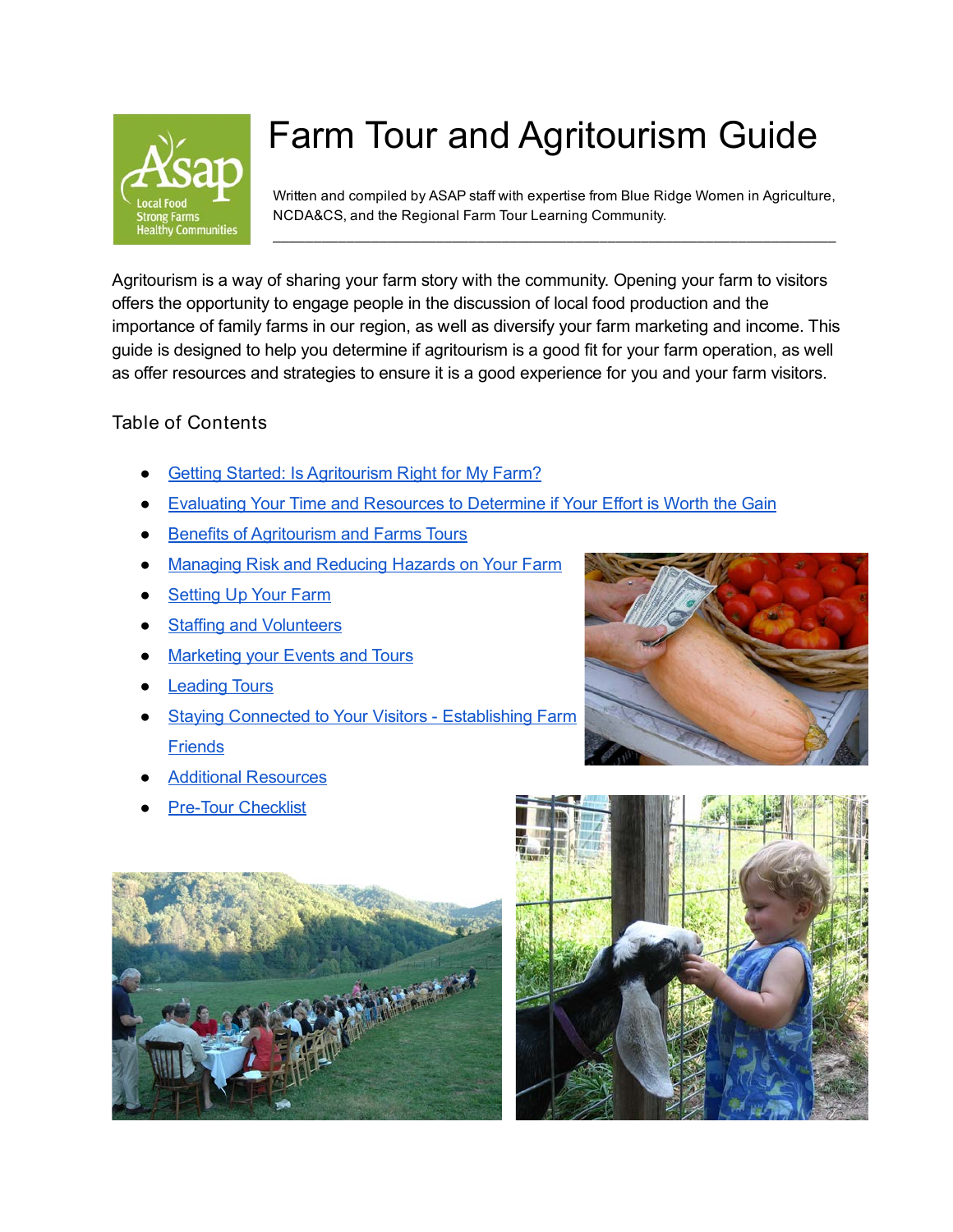# Farm Tour and Agritourism Guide

Written and compiled by ASAP staff with expertise from Blue Ridge Women in Agriculture, NCDA&CS, and the Regional Farm Tour Learning Community.

---

Agritourism is a way of sharing your farm story with the community. Opening your farm to visitors offers the opportunity to engage people in the discussion of local food production and the importance of family farms in our region, as well as diversify your farm marketing and income. This guide is designed to help you determine if agritourism is a good fit for your farm operation, as well as offer resources and strategies to ensure it is a good experience for you and your farm visitors.

## Table of Contents

- Getting Started: Is Agritourism Right for My Farm?
- Evaluating Your Time and Resources to Determine if Your Effort is Worth the Gain
- Benefits of Agritourism and Farms Tours
- Managing Risk and Reducing Hazards on Your Farm
- Setting Up Your Farm
- Staffing and Volunteers
- Marketing your Events and Tours
- Leading Tours
- Staying Connected to Your Visitors - Establishing Farm Friends
- Additional Resources
- Pre-Tour Checklist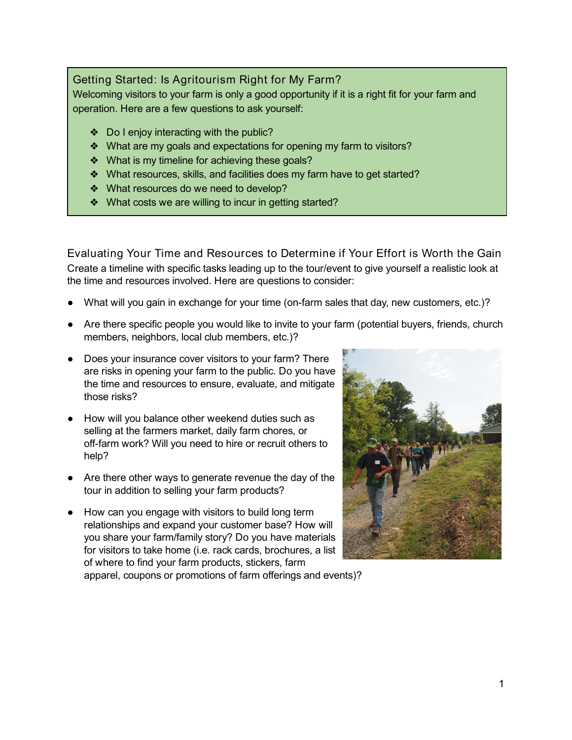## Getting Started: Is Agritourism Right for My Farm?

Welcoming visitors to your farm is only a good opportunity if it is a right fit for your farm and operation. Here are a few questions to ask yourself:

- Do I enjoy interacting with the public?
- What are my goals and expectations for opening my farm to visitors?
- What is my timeline for achieving these goals?
- What resources, skills, and facilities does my farm have to get started?
- What resources do we need to develop?
- What costs we are willing to incur in getting started?

## Evaluating Your Time and Resources to Determine if Your Effort is Worth the Gain

Create a timeline with specific tasks leading up to the tour/event to give yourself a realistic look at the time and resources involved. Here are questions to consider:

- What will you gain in exchange for your time (on-farm sales that day, new customers, etc.)?
- Are there specific people you would like to invite to your farm (potential buyers, friends, church members, neighbors, local club members, etc.)?
- Does your insurance cover visitors to your farm? There are risks in opening your farm to the public. Do you have the time and resources to ensure, evaluate, and mitigate those risks?
- How will you balance other weekend duties such as selling at the farmers market, daily farm chores, or off-farm work? Will you need to hire or recruit others to help?
- Are there other ways to generate revenue the day of the tour in addition to selling your farm products?
- How can you engage with visitors to build long term relationships and expand your customer base? How will you share your farm/family story? Do you have materials for visitors to take home (i.e. rack cards, brochures, a list of where to find your farm products, stickers, farm apparel, coupons or promotions of farm offerings and events)?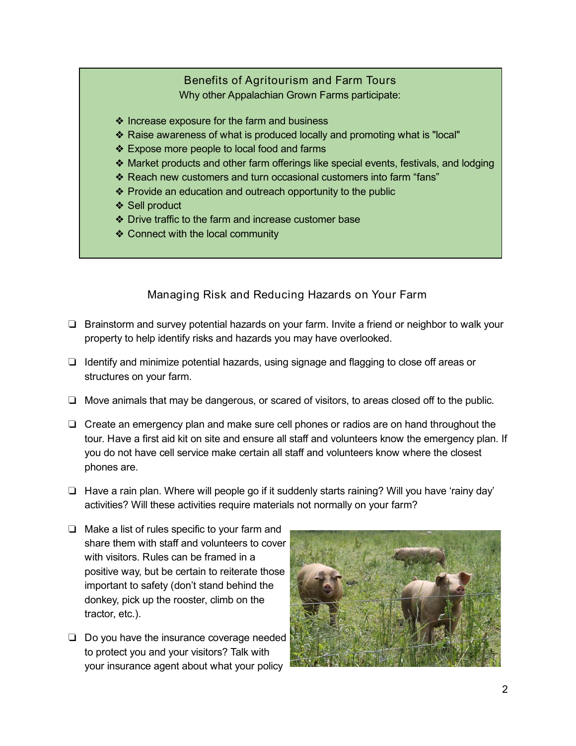## Benefits of Agritourism and Farm Tours

Why other Appalachian Grown Farms participate:

- ❖ Increase exposure for the farm and business
- ❖ Raise awareness of what is produced locally and promoting what is "local"
- ❖ Expose more people to local food and farms
- ❖ Market products and other farm offerings like special events, festivals, and lodging
- ❖ Reach new customers and turn occasional customers into farm “fans”
- ❖ Provide an education and outreach opportunity to the public
- ❖ Sell product
- ❖ Drive traffic to the farm and increase customer base
- ❖ Connect with the local community

## Managing Risk and Reducing Hazards on Your Farm

- ❏ Brainstorm and survey potential hazards on your farm. Invite a friend or neighbor to walk your property to help identify risks and hazards you may have overlooked.
- ❏ Identify and minimize potential hazards, using signage and flagging to close off areas or structures on your farm.
- ❏ Move animals that may be dangerous, or scared of visitors, to areas closed off to the public.
- ❏ Create an emergency plan and make sure cell phones or radios are on hand throughout the tour. Have a first aid kit on site and ensure all staff and volunteers know the emergency plan. If you do not have cell service make certain all staff and volunteers know where the closest phones are.
- ❏ Have a rain plan. Where will people go if it suddenly starts raining? Will you have ‘rainy day’ activities? Will these activities require materials not normally on your farm?
- ❏ Make a list of rules specific to your farm and share them with staff and volunteers to cover with visitors. Rules can be framed in a positive way, but be certain to reiterate those important to safety (don’t stand behind the donkey, pick up the rooster, climb on the tractor, etc.).
- ❏ Do you have the insurance coverage needed to protect you and your visitors? Talk with your insurance agent about what your policy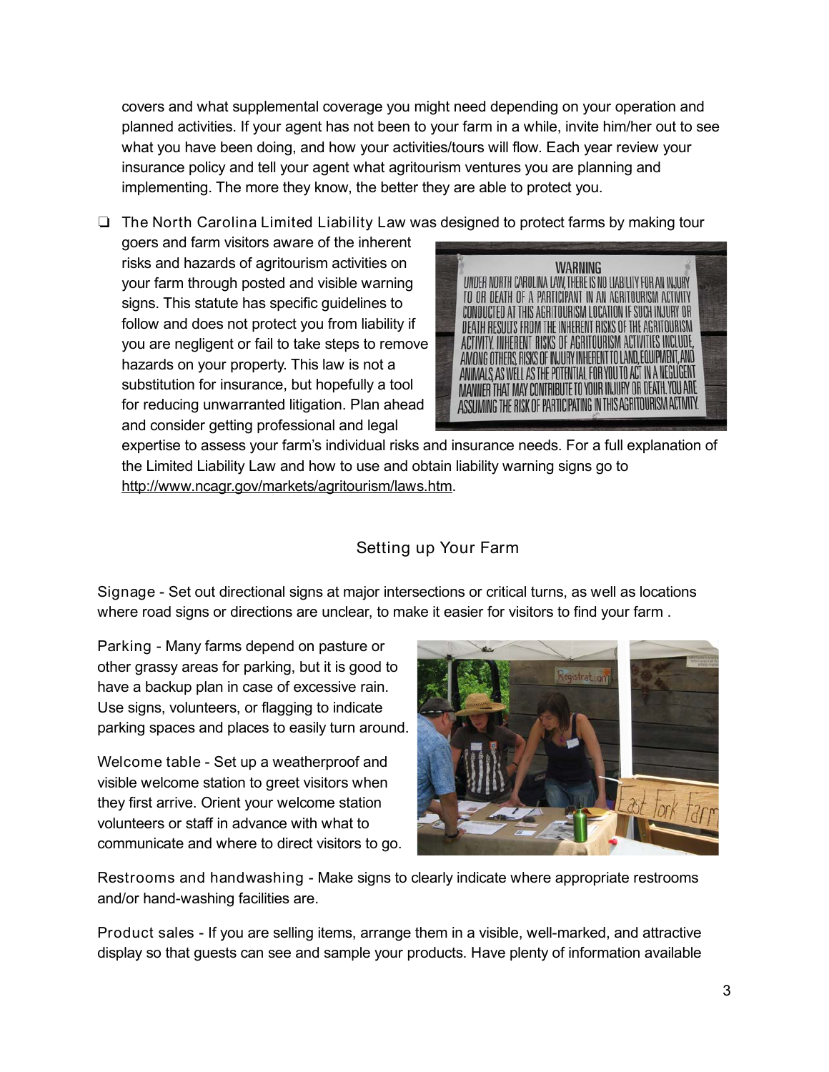covers and what supplemental coverage you might need depending on your operation and planned activities. If your agent has not been to your farm in a while, invite him/her out to see what you have been doing, and how your activities/tours will flow. Each year review your insurance policy and tell your agent what agritourism ventures you are planning and implementing. The more they know, the better they are able to protect you.

- The North Carolina Limited Liability Law was designed to protect farms by making tour goers and farm visitors aware of the inherent risks and hazards of agritourism activities on your farm through posted and visible warning signs. This statute has specific guidelines to follow and does not protect you from liability if you are negligent or fail to take steps to remove hazards on your property. This law is not a substitution for insurance, but hopefully a tool for reducing unwarranted litigation. Plan ahead and consider getting professional and legal expertise to assess your farm's individual risks and insurance needs. For a full explanation of the Limited Liability Law and how to use and obtain liability warning signs go to http://www.ncagr.gov/markets/agritourism/laws.htm.

## Setting up Your Farm

Signage - Set out directional signs at major intersections or critical turns, as well as locations where road signs or directions are unclear, to make it easier for visitors to find your farm .

Parking - Many farms depend on pasture or other grassy areas for parking, but it is good to have a backup plan in case of excessive rain. Use signs, volunteers, or flagging to indicate parking spaces and places to easily turn around.

Welcome table - Set up a weatherproof and visible welcome station to greet visitors when they first arrive. Orient your welcome station volunteers or staff in advance with what to communicate and where to direct visitors to go.

Restrooms and handwashing - Make signs to clearly indicate where appropriate restrooms and/or hand-washing facilities are.

Product sales - If you are selling items, arrange them in a visible, well-marked, and attractive display so that guests can see and sample your products. Have plenty of information available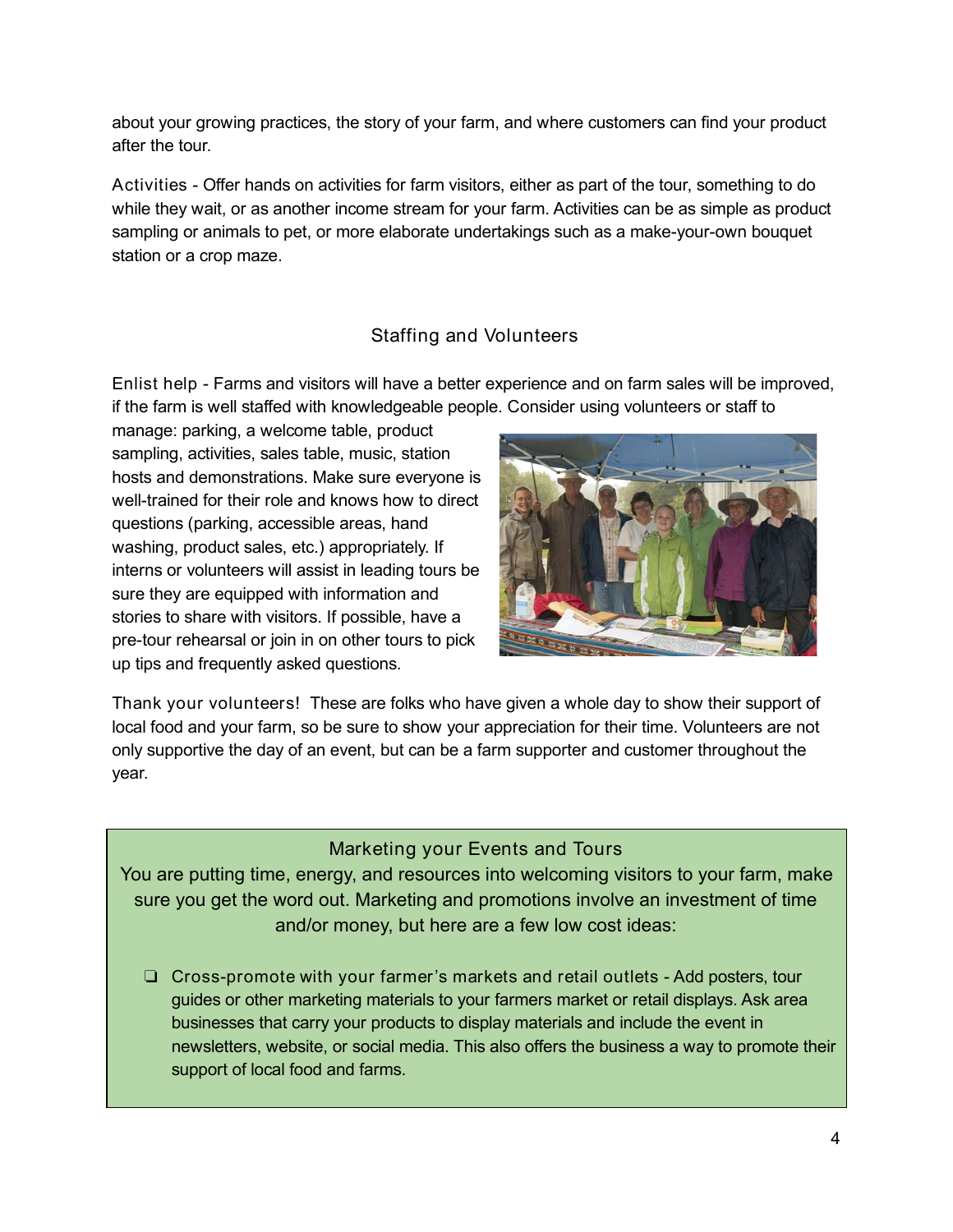about your growing practices, the story of your farm, and where customers can find your product after the tour.

Activities - Offer hands on activities for farm visitors, either as part of the tour, something to do while they wait, or as another income stream for your farm. Activities can be as simple as product sampling or animals to pet, or more elaborate undertakings such as a make-your-own bouquet station or a crop maze.

## Staffing and Volunteers

Enlist help - Farms and visitors will have a better experience and on farm sales will be improved, if the farm is well staffed with knowledgeable people. Consider using volunteers or staff to manage: parking, a welcome table, product sampling, activities, sales table, music, station hosts and demonstrations. Make sure everyone is well-trained for their role and knows how to direct questions (parking, accessible areas, hand washing, product sales, etc.) appropriately. If interns or volunteers will assist in leading tours be sure they are equipped with information and stories to share with visitors. If possible, have a pre-tour rehearsal or join in on other tours to pick up tips and frequently asked questions.

Thank your volunteers! These are folks who have given a whole day to show their support of local food and your farm, so be sure to show your appreciation for their time. Volunteers are not only supportive the day of an event, but can be a farm supporter and customer throughout the year.

## Marketing your Events and Tours

You are putting time, energy, and resources into welcoming visitors to your farm, make sure you get the word out. Marketing and promotions involve an investment of time and/or money, but here are a few low cost ideas:

- ❑ Cross-promote with your farmer's markets and retail outlets - Add posters, tour guides or other marketing materials to your farmers market or retail displays. Ask area businesses that carry your products to display materials and include the event in newsletters, website, or social media. This also offers the business a way to promote their support of local food and farms.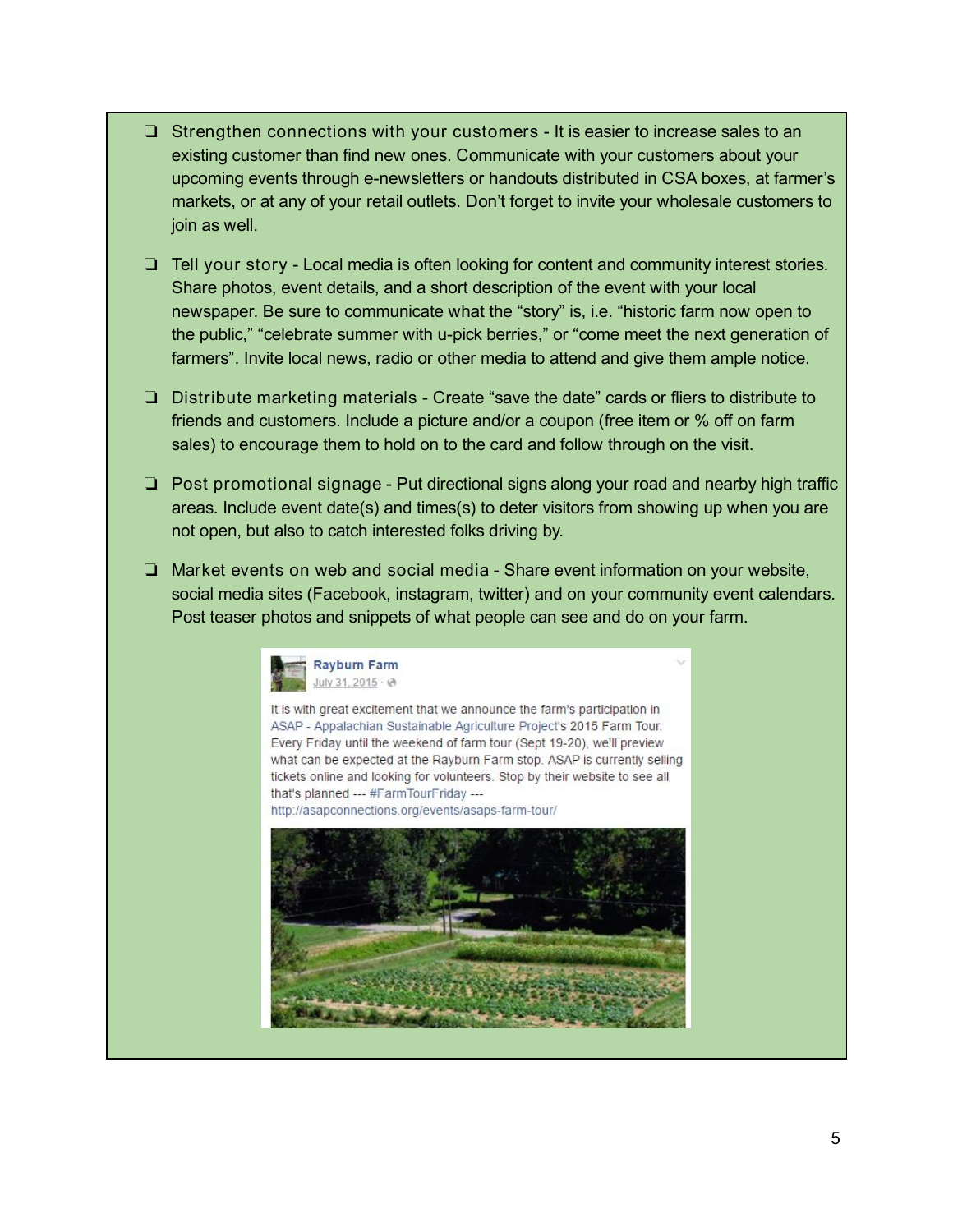- [ ] Strengthen connections with your customers - It is easier to increase sales to an existing customer than find new ones. Communicate with your customers about your upcoming events through e-newsletters or handouts distributed in CSA boxes, at farmer's markets, or at any of your retail outlets. Don't forget to invite your wholesale customers to join as well.

- [ ] Tell your story - Local media is often looking for content and community interest stories. Share photos, event details, and a short description of the event with your local newspaper. Be sure to communicate what the "story" is, i.e. "historic farm now open to the public," "celebrate summer with u-pick berries," or "come meet the next generation of farmers". Invite local news, radio or other media to attend and give them ample notice.

- [ ] Distribute marketing materials - Create "save the date" cards or fliers to distribute to friends and customers. Include a picture and/or a coupon (free item or % off on farm sales) to encourage them to hold on to the card and follow through on the visit.

- [ ] Post promotional signage - Put directional signs along your road and nearby high traffic areas. Include event date(s) and times(s) to deter visitors from showing up when you are not open, but also to catch interested folks driving by.

- [ ] Market events on web and social media - Share event information on your website, social media sites (Facebook, instagram, twitter) and on your community event calendars. Post teaser photos and snippets of what people can see and do on your farm.

**Rayburn Farm**
July 31, 2015

It is with great excitement that we announce the farm's participation in ASAP - Appalachian Sustainable Agriculture Project's 2015 Farm Tour. Every Friday until the weekend of farm tour (Sept 19-20), we'll preview what can be expected at the Rayburn Farm stop. ASAP is currently selling tickets online and looking for volunteers. Stop by their website to see all that's planned --- #FarmTourFriday --- http://asapconnections.org/events/asaps-farm-tour/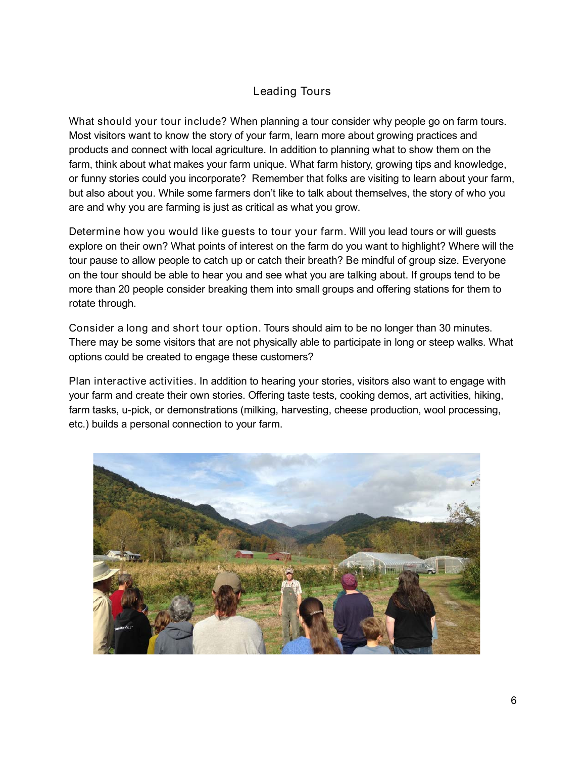## Leading Tours

What should your tour include? When planning a tour consider why people go on farm tours. Most visitors want to know the story of your farm, learn more about growing practices and products and connect with local agriculture. In addition to planning what to show them on the farm, think about what makes your farm unique. What farm history, growing tips and knowledge, or funny stories could you incorporate? Remember that folks are visiting to learn about your farm, but also about you. While some farmers don't like to talk about themselves, the story of who you are and why you are farming is just as critical as what you grow.

Determine how you would like guests to tour your farm. Will you lead tours or will guests explore on their own? What points of interest on the farm do you want to highlight? Where will the tour pause to allow people to catch up or catch their breath? Be mindful of group size. Everyone on the tour should be able to hear you and see what you are talking about. If groups tend to be more than 20 people consider breaking them into small groups and offering stations for them to rotate through.

Consider a long and short tour option. Tours should aim to be no longer than 30 minutes. There may be some visitors that are not physically able to participate in long or steep walks. What options could be created to engage these customers?

Plan interactive activities. In addition to hearing your stories, visitors also want to engage with your farm and create their own stories. Offering taste tests, cooking demos, art activities, hiking, farm tasks, u-pick, or demonstrations (milking, harvesting, cheese production, wool processing, etc.) builds a personal connection to your farm.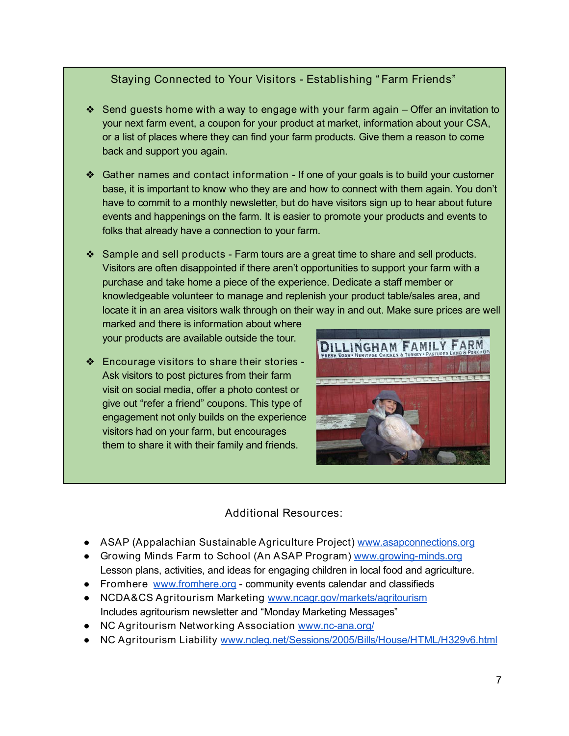## Staying Connected to Your Visitors - Establishing "Farm Friends"

- **Send guests home with a way to engage with your farm again** – Offer an invitation to your next farm event, a coupon for your product at market, information about your CSA, or a list of places where they can find your farm products. Give them a reason to come back and support you again.

- **Gather names and contact information** - If one of your goals is to build your customer base, it is important to know who they are and how to connect with them again. You don't have to commit to a monthly newsletter, but do have visitors sign up to hear about future events and happenings on the farm. It is easier to promote your products and events to folks that already have a connection to your farm.

- **Sample and sell products** - Farm tours are a great time to share and sell products. Visitors are often disappointed if there aren't opportunities to support your farm with a purchase and take home a piece of the experience. Dedicate a staff member or knowledgeable volunteer to manage and replenish your product table/sales area, and locate it in an area visitors walk through on their way in and out. Make sure prices are well marked and there is information about where your products are available outside the tour.

- **Encourage visitors to share their stories** - Ask visitors to post pictures from their farm visit on social media, offer a photo contest or give out "refer a friend" coupons. This type of engagement not only builds on the experience visitors had on your farm, but encourages them to share it with their family and friends.

## Additional Resources:

- ASAP (Appalachian Sustainable Agriculture Project) www.asapconnections.org
- Growing Minds Farm to School (An ASAP Program) www.growing-minds.org
  Lesson plans, activities, and ideas for engaging children in local food and agriculture.
- Fromhere www.fromhere.org - community events calendar and classifieds
- NCDA&CS Agritourism Marketing www.ncagr.gov/markets/agritourism
  Includes agritourism newsletter and "Monday Marketing Messages"
- NC Agritourism Networking Association www.nc-ana.org/
- NC Agritourism Liability www.ncleg.net/Sessions/2005/Bills/House/HTML/H329v6.html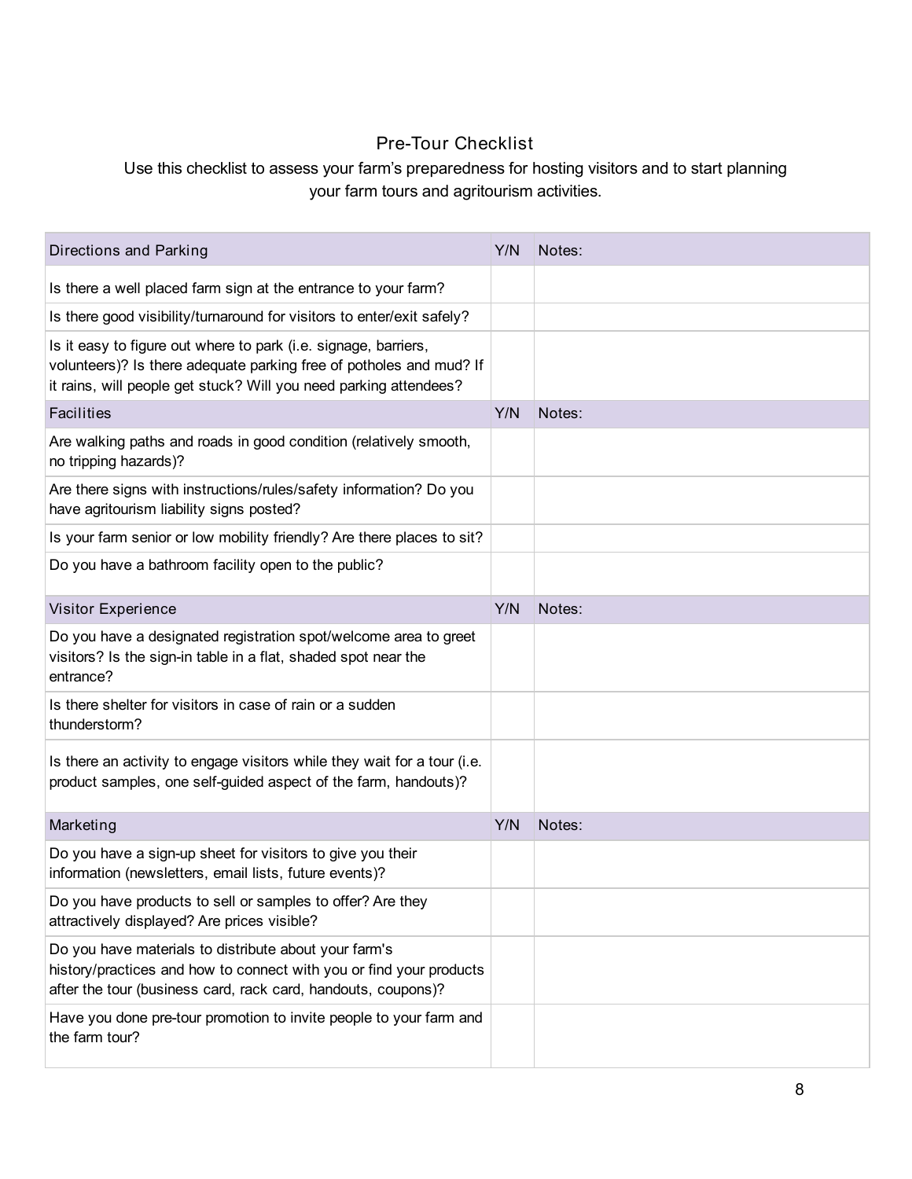# Pre-Tour Checklist

Use this checklist to assess your farm's preparedness for hosting visitors and to start planning your farm tours and agritourism activities.

| Directions and Parking | Y/N | Notes: |
|---|---|---|
| Is there a well placed farm sign at the entrance to your farm? | | |
| Is there good visibility/turnaround for visitors to enter/exit safely? | | |
| Is it easy to figure out where to park (i.e. signage, barriers, volunteers)? Is there adequate parking free of potholes and mud? If it rains, will people get stuck? Will you need parking attendees? | | |
| **Facilities** | **Y/N** | **Notes:** |
| Are walking paths and roads in good condition (relatively smooth, no tripping hazards)? | | |
| Are there signs with instructions/rules/safety information? Do you have agritourism liability signs posted? | | |
| Is your farm senior or low mobility friendly? Are there places to sit? | | |
| Do you have a bathroom facility open to the public? | | |
| **Visitor Experience** | **Y/N** | **Notes:** |
| Do you have a designated registration spot/welcome area to greet visitors? Is the sign-in table in a flat, shaded spot near the entrance? | | |
| Is there shelter for visitors in case of rain or a sudden thunderstorm? | | |
| Is there an activity to engage visitors while they wait for a tour (i.e. product samples, one self-guided aspect of the farm, handouts)? | | |
| **Marketing** | **Y/N** | **Notes:** |
| Do you have a sign-up sheet for visitors to give you their information (newsletters, email lists, future events)? | | |
| Do you have products to sell or samples to offer? Are they attractively displayed? Are prices visible? | | |
| Do you have materials to distribute about your farm's history/practices and how to connect with you or find your products after the tour (business card, rack card, handouts, coupons)? | | |
| Have you done pre-tour promotion to invite people to your farm and the farm tour? | | |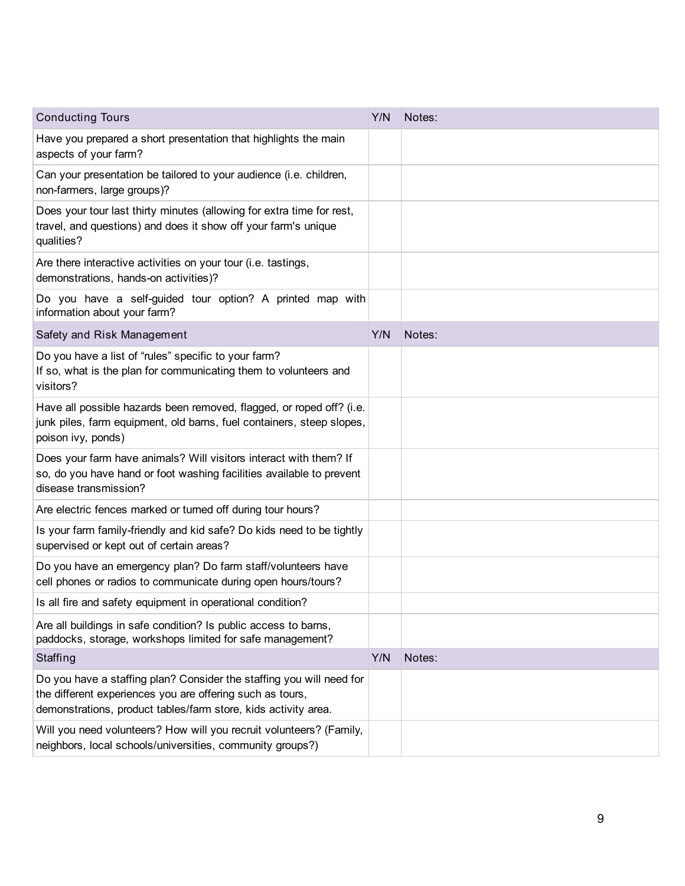| Conducting Tours | Y/N | Notes: |
| --- | --- | --- |
| Have you prepared a short presentation that highlights the main aspects of your farm? | | |
| Can your presentation be tailored to your audience (i.e. children, non-farmers, large groups)? | | |
| Does your tour last thirty minutes (allowing for extra time for rest, travel, and questions) and does it show off your farm's unique qualities? | | |
| Are there interactive activities on your tour (i.e. tastings, demonstrations, hands-on activities)? | | |
| Do you have a self-guided tour option? A printed map with information about your farm? | | |
| **Safety and Risk Management** | **Y/N** | **Notes:** |
| Do you have a list of "rules" specific to your farm? If so, what is the plan for communicating them to volunteers and visitors? | | |
| Have all possible hazards been removed, flagged, or roped off? (i.e. junk piles, farm equipment, old barns, fuel containers, steep slopes, poison ivy, ponds) | | |
| Does your farm have animals? Will visitors interact with them? If so, do you have hand or foot washing facilities available to prevent disease transmission? | | |
| Are electric fences marked or turned off during tour hours? | | |
| Is your farm family-friendly and kid safe? Do kids need to be tightly supervised or kept out of certain areas? | | |
| Do you have an emergency plan? Do farm staff/volunteers have cell phones or radios to communicate during open hours/tours? | | |
| Is all fire and safety equipment in operational condition? | | |
| Are all buildings in safe condition? Is public access to barns, paddocks, storage, workshops limited for safe management? | | |
| **Staffing** | **Y/N** | **Notes:** |
| Do you have a staffing plan? Consider the staffing you will need for the different experiences you are offering such as tours, demonstrations, product tables/farm store, kids activity area. | | |
| Will you need volunteers? How will you recruit volunteers? (Family, neighbors, local schools/universities, community groups?) | | |